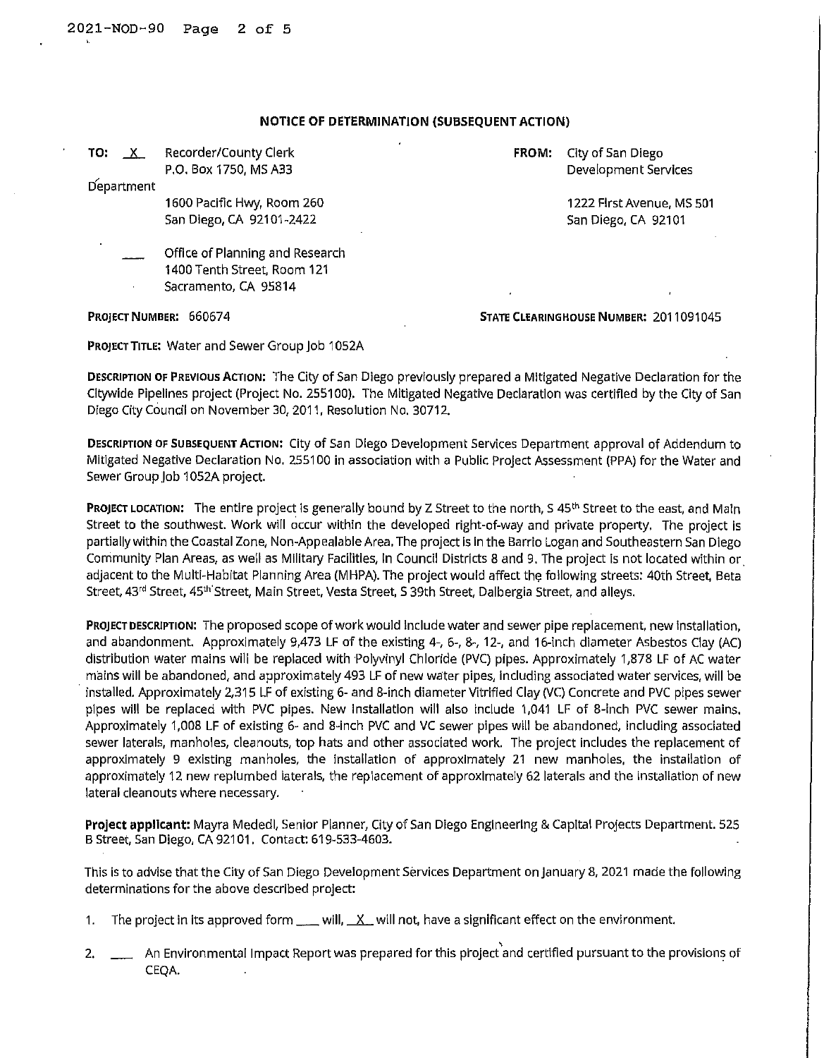## NOTICE OF DETERMINATION (SUBSEQUENT ACTION)

**TO:** X Recorder/County Clerk
P.O. Box 1750, MS A33
Department
1600 Pacific Hwy, Room 260
San Diego, CA 92101-2422

___ Office of Planning and Research
1400 Tenth Street, Room 121
Sacramento, CA 95814

**FROM:** City of San Diego
Development Services
1222 First Avenue, MS 501
San Diego, CA 92101

**PROJECT NUMBER:** 660674

**STATE CLEARINGHOUSE NUMBER:** 2011091045

**PROJECT TITLE:** Water and Sewer Group Job 1052A

**DESCRIPTION OF PREVIOUS ACTION:** The City of San Diego previously prepared a Mitigated Negative Declaration for the Citywide Pipelines project (Project No. 255100). The Mitigated Negative Declaration was certified by the City of San Diego City Council on November 30, 2011, Resolution No. 30712.

**DESCRIPTION OF SUBSEQUENT ACTION:** City of San Diego Development Services Department approval of Addendum to Mitigated Negative Declaration No. 255100 in association with a Public Project Assessment (PPA) for the Water and Sewer Group Job 1052A project.

**PROJECT LOCATION:** The entire project is generally bound by Z Street to the north, S 45th Street to the east, and Main Street to the southwest. Work will occur within the developed right-of-way and private property. The project is partially within the Coastal Zone, Non-Appealable Area. The project is in the Barrio Logan and Southeastern San Diego Community Plan Areas, as well as Military Facilities, in Council Districts 8 and 9. The project is not located within or adjacent to the Multi-Habitat Planning Area (MHPA). The project would affect the following streets: 40th Street, Beta Street, 43rd Street, 45th Street, Main Street, Vesta Street, S 39th Street, Dalbergia Street, and alleys.

**PROJECT DESCRIPTION:** The proposed scope of work would include water and sewer pipe replacement, new installation, and abandonment. Approximately 9,473 LF of the existing 4-, 6-, 8-, 12-, and 16-inch diameter Asbestos Clay (AC) distribution water mains will be replaced with Polyvinyl Chloride (PVC) pipes. Approximately 1,878 LF of AC water mains will be abandoned, and approximately 493 LF of new water pipes, including associated water services, will be installed. Approximately 2,315 LF of existing 6- and 8-inch diameter Vitrified Clay (VC) Concrete and PVC sewer pipes will be replaced with PVC pipes. New installation will also include 1,041 LF of 8-inch PVC sewer mains. Approximately 1,008 LF of existing 6- and 8-inch PVC and VC sewer pipes will be abandoned, including associated sewer laterals, manholes, cleanouts, top hats and other associated work. The project includes the replacement of approximately 9 existing manholes, the installation of approximately 21 new manholes, the installation of approximately 12 new replumbed laterals, the replacement of approximately 62 laterals and the installation of new lateral cleanouts where necessary.

**Project applicant:** Mayra Mededi, Senior Planner, City of San Diego Engineering & Capital Projects Department. 525 B Street, San Diego, CA 92101. Contact: 619-533-4603.

This is to advise that the City of San Diego Development Services Department on January 8, 2021 made the following determinations for the above described project:

1. The project in its approved form ___ will, X will not, have a significant effect on the environment.

2. ___ An Environmental Impact Report was prepared for this project and certified pursuant to the provisions of CEQA.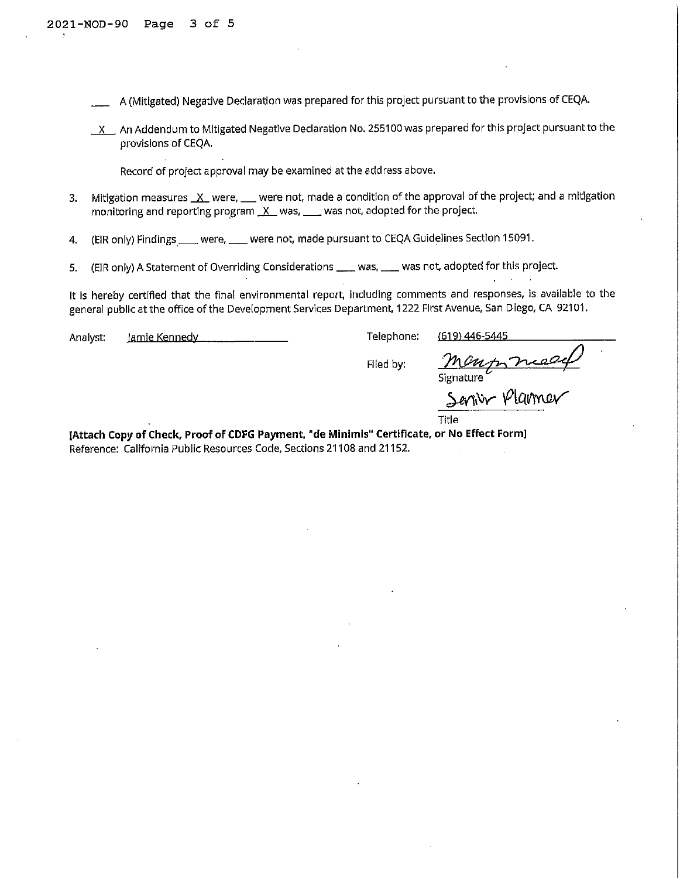___ A (Mitigated) Negative Declaration was prepared for this project pursuant to the provisions of CEQA.

_X_ An Addendum to Mitigated Negative Declaration No. 255100 was prepared for this project pursuant to the provisions of CEQA.

Record of project approval may be examined at the address above.

3. Mitigation measures _X_ were, ___ were not, made a condition of the approval of the project; and a mitigation monitoring and reporting program _X_ was, ___ was not, adopted for the project.

4. (EIR only) Findings ___ were, ___ were not, made pursuant to CEQA Guidelines Section 15091.

5. (EIR only) A Statement of Overriding Considerations ___ was, ___ was not, adopted for this project.

It is hereby certified that the final environmental report, including comments and responses, is available to the general public at the office of the Development Services Department, 1222 First Avenue, San Diego, CA 92101.

Analyst: Jamie Kennedy

Telephone: (619) 446-5445

Filed by: Morgan Neal
Signature

Senior Planner
Title

**[Attach Copy of Check, Proof of CDFG Payment, "de Minimis" Certificate, or No Effect Form]**
Reference: California Public Resources Code, Sections 21108 and 21152.